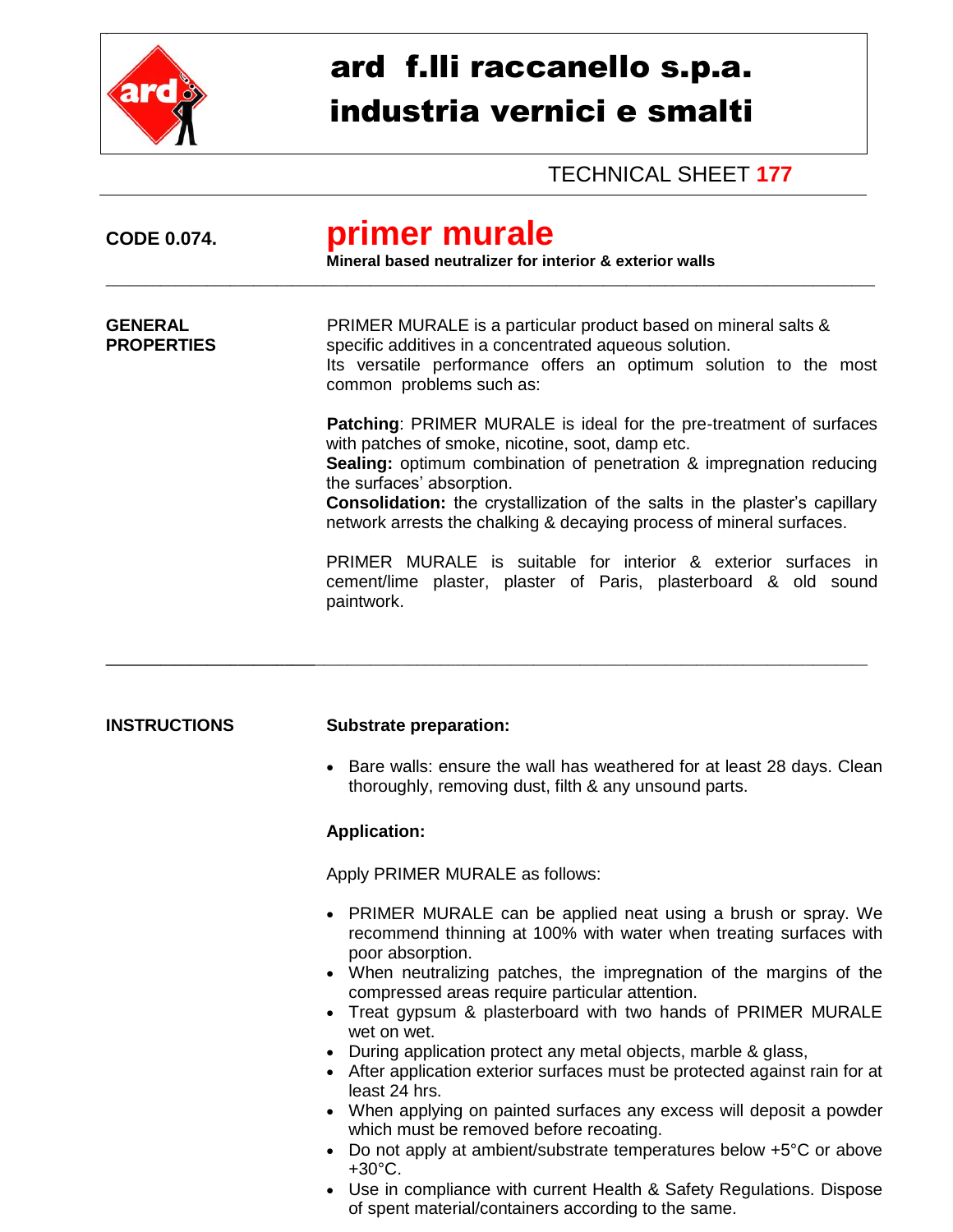# ard f.lli raccanello s.p.a.
# industria vernici e smalti

TECHNICAL SHEET **177**

**CODE 0.074.**

## primer murale

**Mineral based neutralizer for interior & exterior walls**

---

### GENERAL PROPERTIES

PRIMER MURALE is a particular product based on mineral salts & specific additives in a concentrated aqueous solution.
Its versatile performance offers an optimum solution to the most common problems such as:

**Patching**: PRIMER MURALE is ideal for the pre-treatment of surfaces with patches of smoke, nicotine, soot, damp etc.
**Sealing:** optimum combination of penetration & impregnation reducing the surfaces' absorption.
**Consolidation:** the crystallization of the salts in the plaster's capillary network arrests the chalking & decaying process of mineral surfaces.

PRIMER MURALE is suitable for interior & exterior surfaces in cement/lime plaster, plaster of Paris, plasterboard & old sound paintwork.

---

### INSTRUCTIONS

**Substrate preparation:**

- Bare walls: ensure the wall has weathered for at least 28 days. Clean thoroughly, removing dust, filth & any unsound parts.

**Application:**

Apply PRIMER MURALE as follows:

- PRIMER MURALE can be applied neat using a brush or spray. We recommend thinning at 100% with water when treating surfaces with poor absorption.
- When neutralizing patches, the impregnation of the margins of the compressed areas require particular attention.
- Treat gypsum & plasterboard with two hands of PRIMER MURALE wet on wet.
- During application protect any metal objects, marble & glass,
- After application exterior surfaces must be protected against rain for at least 24 hrs.
- When applying on painted surfaces any excess will deposit a powder which must be removed before recoating.
- Do not apply at ambient/substrate temperatures below +5°C or above +30°C.
- Use in compliance with current Health & Safety Regulations. Dispose of spent material/containers according to the same.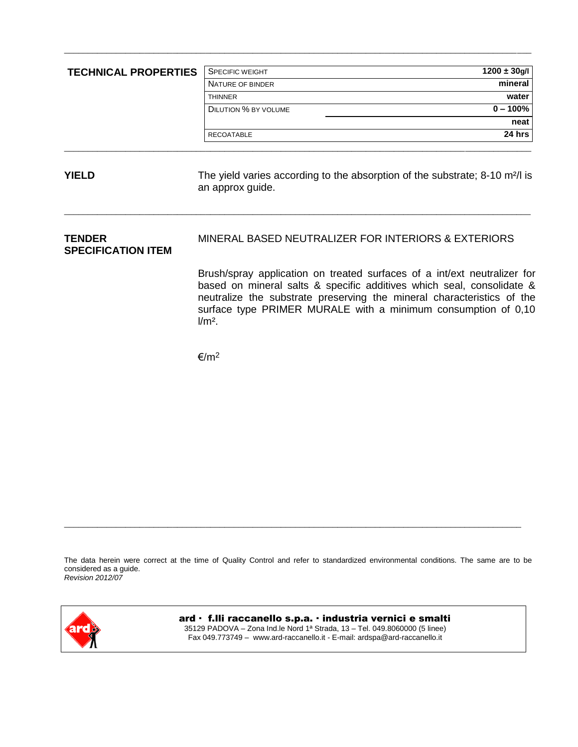## TECHNICAL PROPERTIES

| | |
|---|---|
| SPECIFIC WEIGHT | **1200 ± 30g/l** |
| NATURE OF BINDER | **mineral** |
| THINNER | **water** |
| DILUTION % BY VOLUME | **0 – 100%** |
| | **neat** |
| RECOATABLE | **24 hrs** |

**YIELD**

The yield varies according to the absorption of the substrate; 8-10 m²/l is an approx guide.

**TENDER SPECIFICATION ITEM**

MINERAL BASED NEUTRALIZER FOR INTERIORS & EXTERIORS

Brush/spray application on treated surfaces of a int/ext neutralizer for based on mineral salts & specific additives which seal, consolidate & neutralize the substrate preserving the mineral characteristics of the surface type PRIMER MURALE with a minimum consumption of 0,10 l/m².

€/m²

The data herein were correct at the time of Quality Control and refer to standardized environmental conditions. The same are to be considered as a guide.
*Revision 2012/07*

**ard · f.lli raccanello s.p.a. · industria vernici e smalti**
35129 PADOVA – Zona Ind.le Nord 1ª Strada, 13 – Tel. 049.8060000 (5 linee)
Fax 049.773749 – www.ard-raccanello.it - E-mail: ardspa@ard-raccanello.it